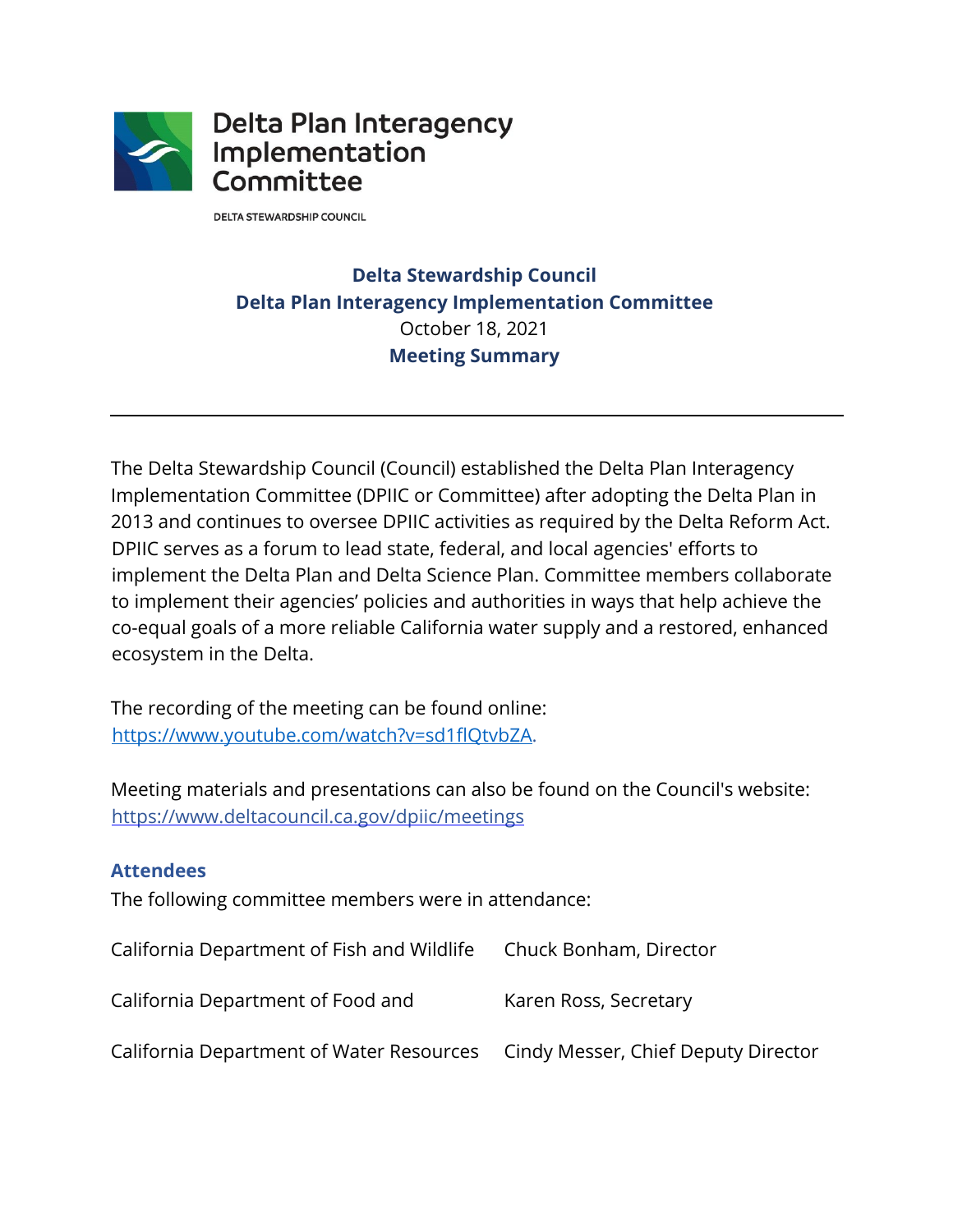Delta Plan Interagency Implementation Committee

DELTA STEWARDSHIP COUNCIL

# Delta Stewardship Council
# Delta Plan Interagency Implementation Committee

October 18, 2021

## Meeting Summary

---

The Delta Stewardship Council (Council) established the Delta Plan Interagency Implementation Committee (DPIIC or Committee) after adopting the Delta Plan in 2013 and continues to oversee DPIIC activities as required by the Delta Reform Act. DPIIC serves as a forum to lead state, federal, and local agencies' efforts to implement the Delta Plan and Delta Science Plan. Committee members collaborate to implement their agencies' policies and authorities in ways that help achieve the co-equal goals of a more reliable California water supply and a restored, enhanced ecosystem in the Delta.

The recording of the meeting can be found online: [https://www.youtube.com/watch?v=sd1flQtvbZA](https://www.youtube.com/watch?v=sd1flQtvbZA).

Meeting materials and presentations can also be found on the Council's website: [https://www.deltacouncil.ca.gov/dpiic/meetings](https://www.deltacouncil.ca.gov/dpiic/meetings)

### Attendees

The following committee members were in attendance:

| | |
|---|---|
| California Department of Fish and Wildlife | Chuck Bonham, Director |
| California Department of Food and | Karen Ross, Secretary |
| California Department of Water Resources | Cindy Messer, Chief Deputy Director |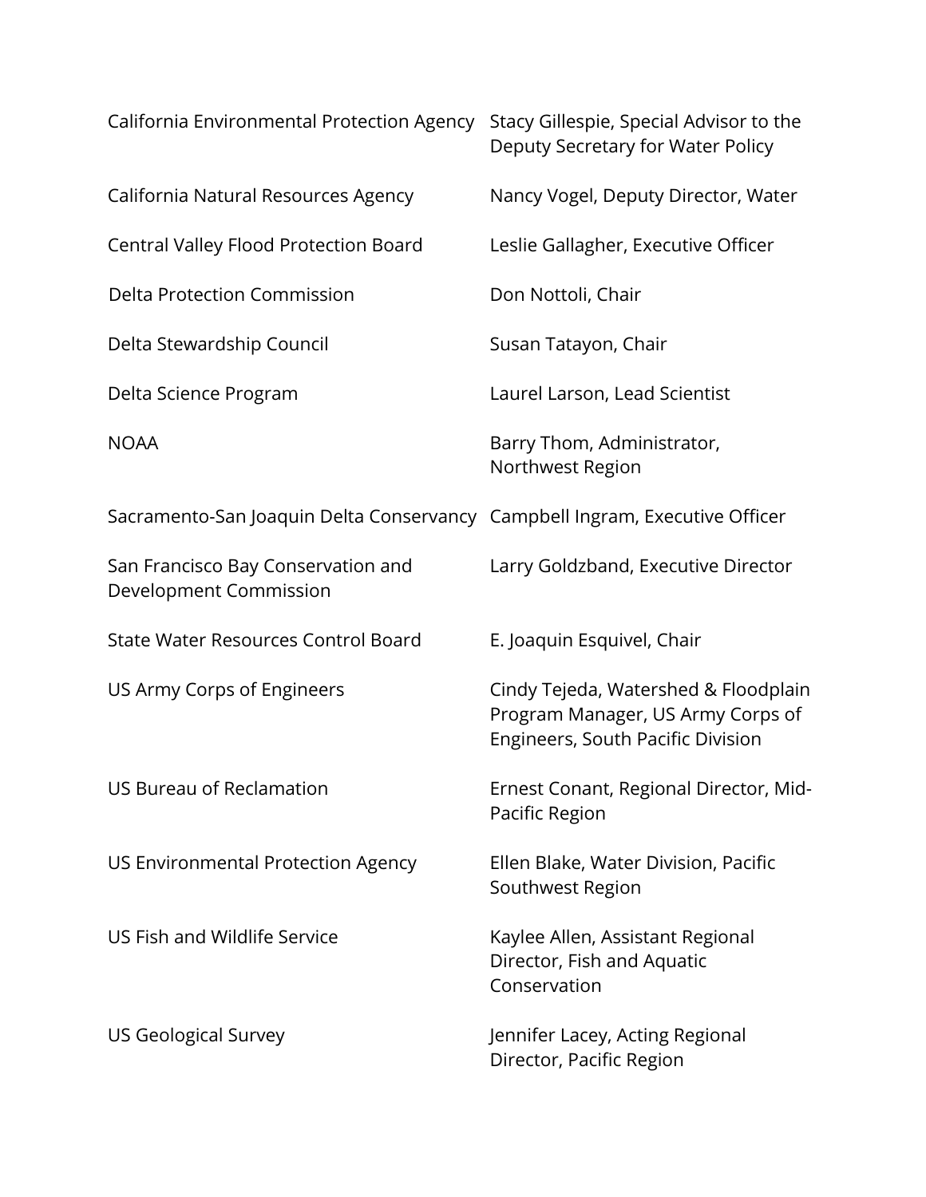| | |
|---|---|
| California Environmental Protection Agency | Stacy Gillespie, Special Advisor to the Deputy Secretary for Water Policy |
| California Natural Resources Agency | Nancy Vogel, Deputy Director, Water |
| Central Valley Flood Protection Board | Leslie Gallagher, Executive Officer |
| Delta Protection Commission | Don Nottoli, Chair |
| Delta Stewardship Council | Susan Tatayon, Chair |
| Delta Science Program | Laurel Larson, Lead Scientist |
| NOAA | Barry Thom, Administrator, Northwest Region |
| Sacramento-San Joaquin Delta Conservancy | Campbell Ingram, Executive Officer |
| San Francisco Bay Conservation and Development Commission | Larry Goldzband, Executive Director |
| State Water Resources Control Board | E. Joaquin Esquivel, Chair |
| US Army Corps of Engineers | Cindy Tejeda, Watershed & Floodplain Program Manager, US Army Corps of Engineers, South Pacific Division |
| US Bureau of Reclamation | Ernest Conant, Regional Director, Mid-Pacific Region |
| US Environmental Protection Agency | Ellen Blake, Water Division, Pacific Southwest Region |
| US Fish and Wildlife Service | Kaylee Allen, Assistant Regional Director, Fish and Aquatic Conservation |
| US Geological Survey | Jennifer Lacey, Acting Regional Director, Pacific Region |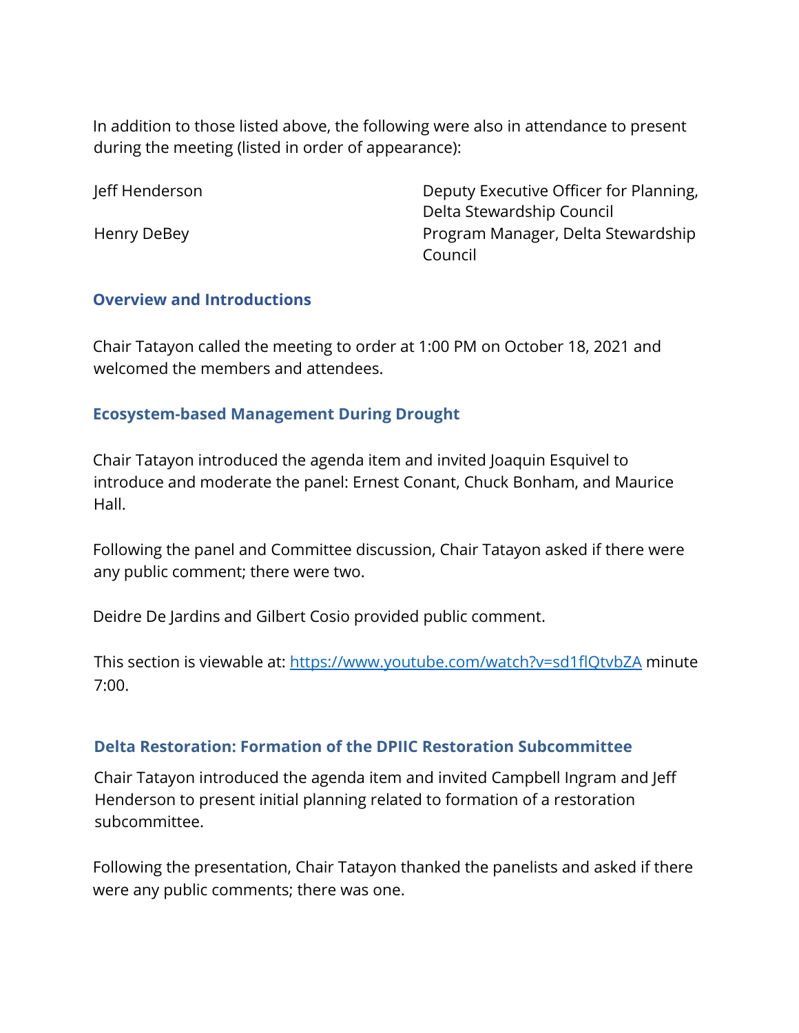In addition to those listed above, the following were also in attendance to present during the meeting (listed in order of appearance):

| | |
|---|---|
| Jeff Henderson | Deputy Executive Officer for Planning, Delta Stewardship Council |
| Henry DeBey | Program Manager, Delta Stewardship Council |

## Overview and Introductions

Chair Tatayon called the meeting to order at 1:00 PM on October 18, 2021 and welcomed the members and attendees.

## Ecosystem-based Management During Drought

Chair Tatayon introduced the agenda item and invited Joaquin Esquivel to introduce and moderate the panel: Ernest Conant, Chuck Bonham, and Maurice Hall.

Following the panel and Committee discussion, Chair Tatayon asked if there were any public comment; there were two.

Deidre De Jardins and Gilbert Cosio provided public comment.

This section is viewable at: [https://www.youtube.com/watch?v=sd1flQtvbZA](https://www.youtube.com/watch?v=sd1flQtvbZA) minute 7:00.

## Delta Restoration: Formation of the DPIIC Restoration Subcommittee

Chair Tatayon introduced the agenda item and invited Campbell Ingram and Jeff Henderson to present initial planning related to formation of a restoration subcommittee.

Following the presentation, Chair Tatayon thanked the panelists and asked if there were any public comments; there was one.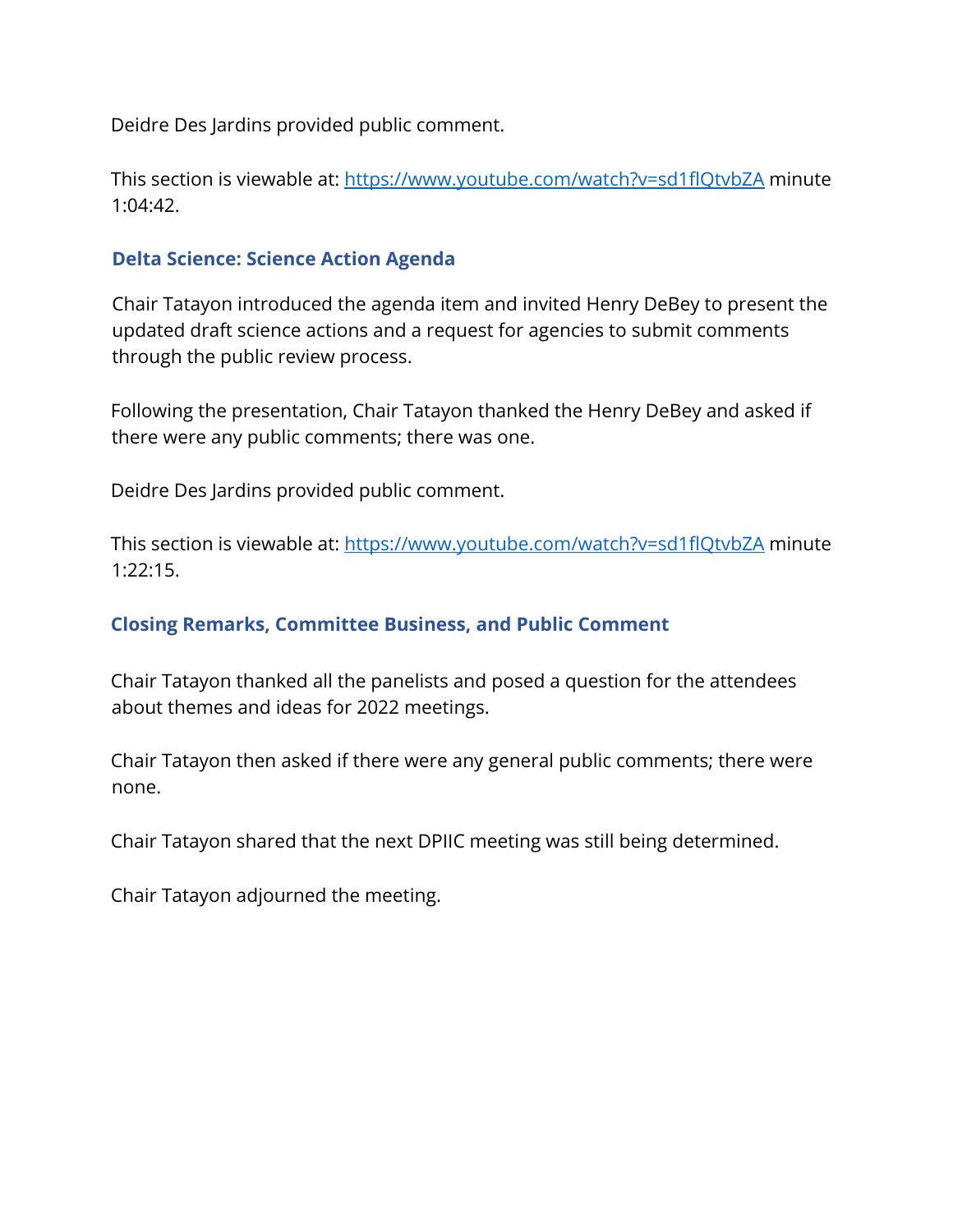Deidre Des Jardins provided public comment.

This section is viewable at: https://www.youtube.com/watch?v=sd1flQtvbZA minute 1:04:42.

### Delta Science: Science Action Agenda

Chair Tatayon introduced the agenda item and invited Henry DeBey to present the updated draft science actions and a request for agencies to submit comments through the public review process.

Following the presentation, Chair Tatayon thanked the Henry DeBey and asked if there were any public comments; there was one.

Deidre Des Jardins provided public comment.

This section is viewable at: https://www.youtube.com/watch?v=sd1flQtvbZA minute 1:22:15.

### Closing Remarks, Committee Business, and Public Comment

Chair Tatayon thanked all the panelists and posed a question for the attendees about themes and ideas for 2022 meetings.

Chair Tatayon then asked if there were any general public comments; there were none.

Chair Tatayon shared that the next DPIIC meeting was still being determined.

Chair Tatayon adjourned the meeting.